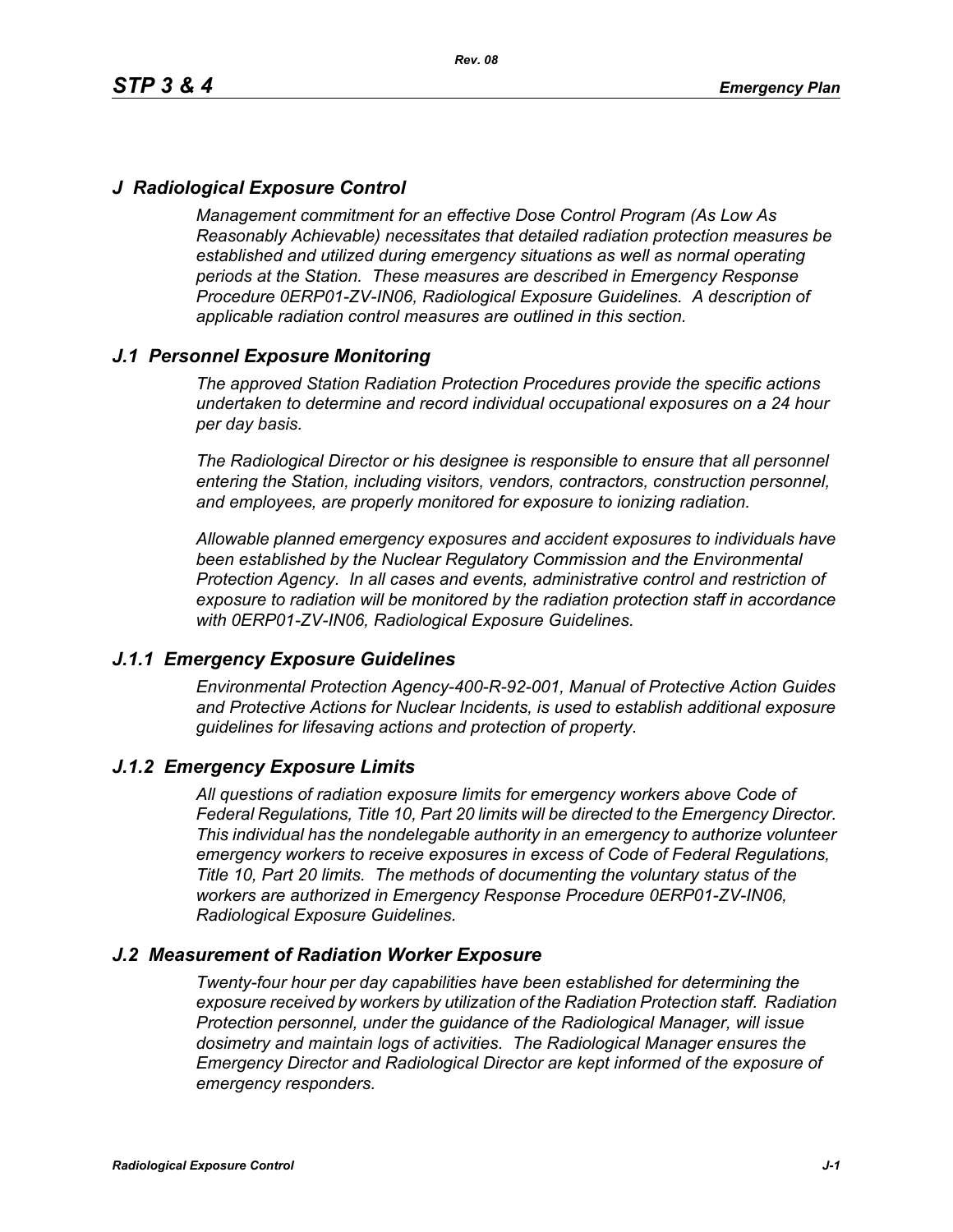# *J Radiological Exposure Control*

*Management commitment for an effective Dose Control Program (As Low As Reasonably Achievable) necessitates that detailed radiation protection measures be established and utilized during emergency situations as well as normal operating periods at the Station. These measures are described in Emergency Response Procedure 0ERP01-ZV-IN06, Radiological Exposure Guidelines. A description of applicable radiation control measures are outlined in this section.*

## *J.1 Personnel Exposure Monitoring*

*The approved Station Radiation Protection Procedures provide the specific actions undertaken to determine and record individual occupational exposures on a 24 hour per day basis.*

*The Radiological Director or his designee is responsible to ensure that all personnel entering the Station, including visitors, vendors, contractors, construction personnel, and employees, are properly monitored for exposure to ionizing radiation.*

*Allowable planned emergency exposures and accident exposures to individuals have been established by the Nuclear Regulatory Commission and the Environmental Protection Agency. In all cases and events, administrative control and restriction of exposure to radiation will be monitored by the radiation protection staff in accordance with 0ERP01-ZV-IN06, Radiological Exposure Guidelines.*

### *J.1.1 Emergency Exposure Guidelines*

*Environmental Protection Agency-400-R-92-001, Manual of Protective Action Guides and Protective Actions for Nuclear Incidents, is used to establish additional exposure guidelines for lifesaving actions and protection of property.*

### *J.1.2 Emergency Exposure Limits*

*All questions of radiation exposure limits for emergency workers above Code of Federal Regulations, Title 10, Part 20 limits will be directed to the Emergency Director. This individual has the nondelegable authority in an emergency to authorize volunteer emergency workers to receive exposures in excess of Code of Federal Regulations, Title 10, Part 20 limits. The methods of documenting the voluntary status of the workers are authorized in Emergency Response Procedure 0ERP01-ZV-IN06, Radiological Exposure Guidelines.*

## *J.2 Measurement of Radiation Worker Exposure*

*Twenty-four hour per day capabilities have been established for determining the exposure received by workers by utilization of the Radiation Protection staff. Radiation Protection personnel, under the guidance of the Radiological Manager, will issue dosimetry and maintain logs of activities. The Radiological Manager ensures the Emergency Director and Radiological Director are kept informed of the exposure of emergency responders.*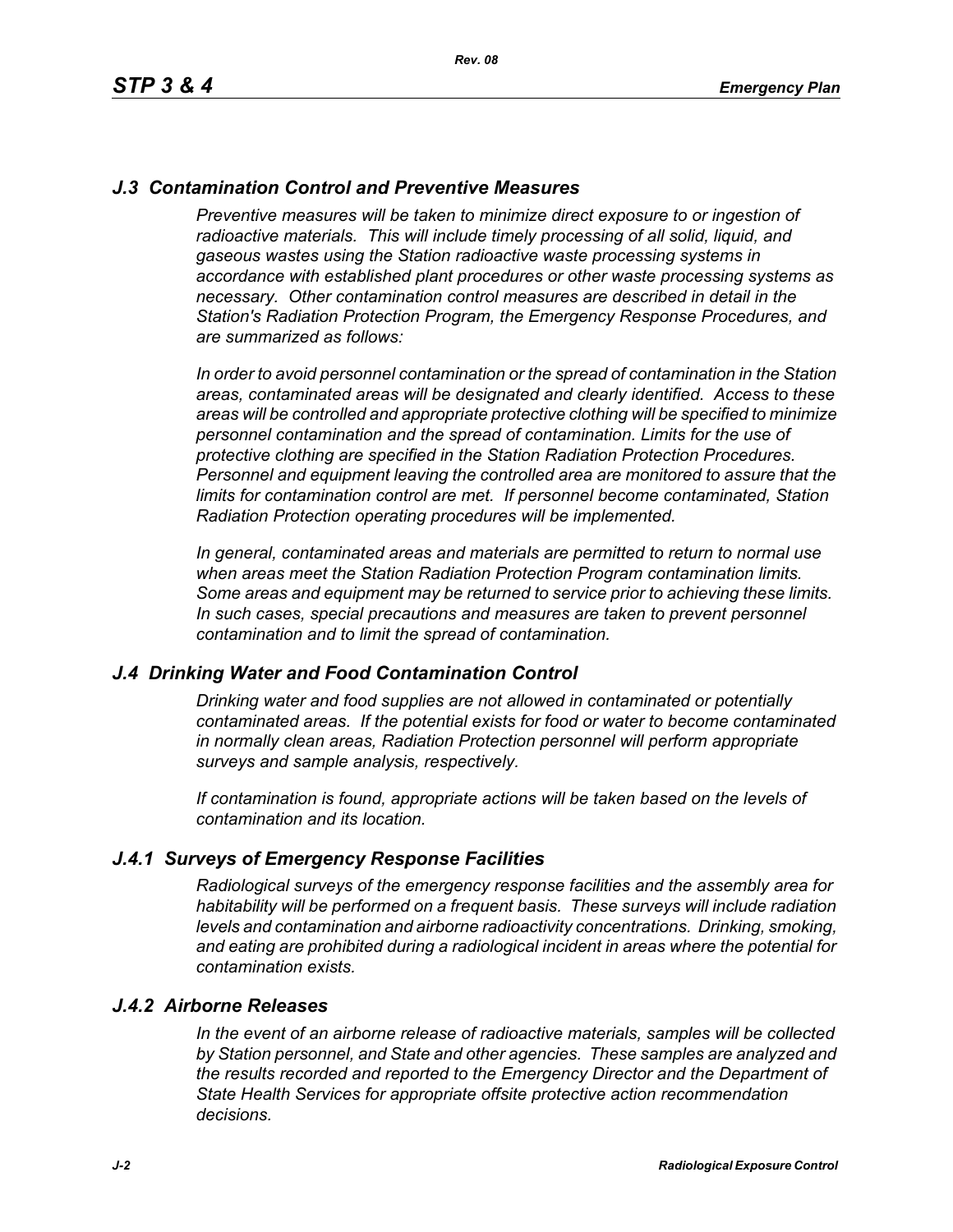## *J.3 Contamination Control and Preventive Measures*

*Preventive measures will be taken to minimize direct exposure to or ingestion of radioactive materials. This will include timely processing of all solid, liquid, and gaseous wastes using the Station radioactive waste processing systems in accordance with established plant procedures or other waste processing systems as necessary. Other contamination control measures are described in detail in the Station's Radiation Protection Program, the Emergency Response Procedures, and are summarized as follows:*

*In order to avoid personnel contamination or the spread of contamination in the Station areas, contaminated areas will be designated and clearly identified. Access to these areas will be controlled and appropriate protective clothing will be specified to minimize personnel contamination and the spread of contamination. Limits for the use of protective clothing are specified in the Station Radiation Protection Procedures. Personnel and equipment leaving the controlled area are monitored to assure that the limits for contamination control are met. If personnel become contaminated, Station Radiation Protection operating procedures will be implemented.*

*In general, contaminated areas and materials are permitted to return to normal use when areas meet the Station Radiation Protection Program contamination limits. Some areas and equipment may be returned to service prior to achieving these limits. In such cases, special precautions and measures are taken to prevent personnel contamination and to limit the spread of contamination.*

## *J.4 Drinking Water and Food Contamination Control*

*Drinking water and food supplies are not allowed in contaminated or potentially contaminated areas. If the potential exists for food or water to become contaminated in normally clean areas, Radiation Protection personnel will perform appropriate surveys and sample analysis, respectively.*

*If contamination is found, appropriate actions will be taken based on the levels of contamination and its location.*

### *J.4.1 Surveys of Emergency Response Facilities*

*Radiological surveys of the emergency response facilities and the assembly area for habitability will be performed on a frequent basis. These surveys will include radiation levels and contamination and airborne radioactivity concentrations. Drinking, smoking, and eating are prohibited during a radiological incident in areas where the potential for contamination exists.*

### *J.4.2 Airborne Releases*

*In the event of an airborne release of radioactive materials, samples will be collected by Station personnel, and State and other agencies. These samples are analyzed and the results recorded and reported to the Emergency Director and the Department of State Health Services for appropriate offsite protective action recommendation decisions.*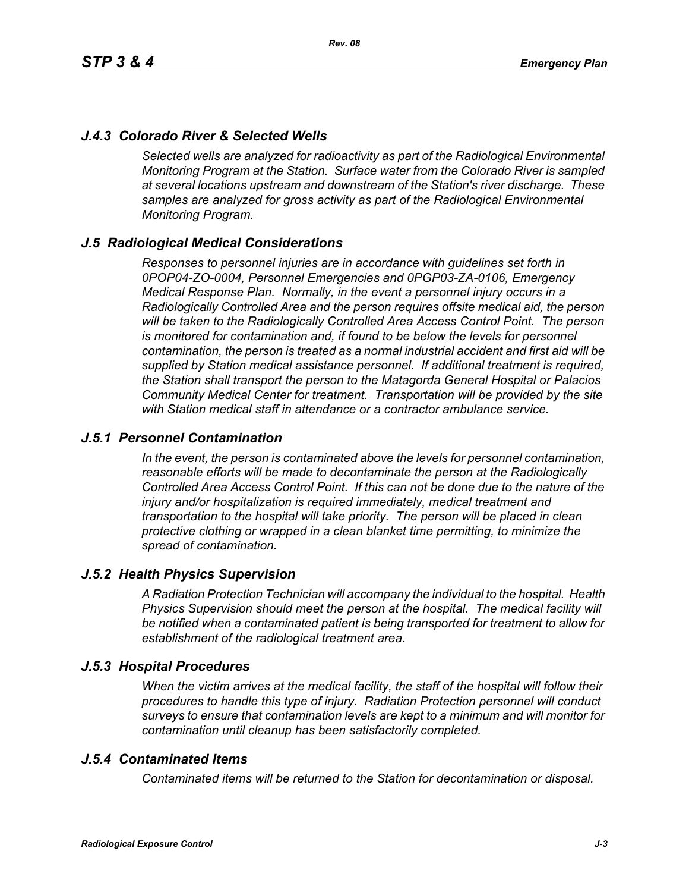### *J.4.3 Colorado River & Selected Wells*

*Selected wells are analyzed for radioactivity as part of the Radiological Environmental Monitoring Program at the Station. Surface water from the Colorado River is sampled at several locations upstream and downstream of the Station's river discharge. These samples are analyzed for gross activity as part of the Radiological Environmental Monitoring Program.*

## *J.5 Radiological Medical Considerations*

*Responses to personnel injuries are in accordance with guidelines set forth in 0POP04-ZO-0004, Personnel Emergencies and 0PGP03-ZA-0106, Emergency Medical Response Plan. Normally, in the event a personnel injury occurs in a Radiologically Controlled Area and the person requires offsite medical aid, the person will be taken to the Radiologically Controlled Area Access Control Point. The person is monitored for contamination and, if found to be below the levels for personnel contamination, the person is treated as a normal industrial accident and first aid will be supplied by Station medical assistance personnel. If additional treatment is required, the Station shall transport the person to the Matagorda General Hospital or Palacios Community Medical Center for treatment. Transportation will be provided by the site with Station medical staff in attendance or a contractor ambulance service.*

### *J.5.1 Personnel Contamination*

*In the event, the person is contaminated above the levels for personnel contamination, reasonable efforts will be made to decontaminate the person at the Radiologically Controlled Area Access Control Point. If this can not be done due to the nature of the injury and/or hospitalization is required immediately, medical treatment and transportation to the hospital will take priority. The person will be placed in clean protective clothing or wrapped in a clean blanket time permitting, to minimize the spread of contamination.*

### *J.5.2 Health Physics Supervision*

*A Radiation Protection Technician will accompany the individual to the hospital. Health Physics Supervision should meet the person at the hospital. The medical facility will be notified when a contaminated patient is being transported for treatment to allow for establishment of the radiological treatment area.*

### *J.5.3 Hospital Procedures*

*When the victim arrives at the medical facility, the staff of the hospital will follow their procedures to handle this type of injury. Radiation Protection personnel will conduct surveys to ensure that contamination levels are kept to a minimum and will monitor for contamination until cleanup has been satisfactorily completed.*

### *J.5.4 Contaminated Items*

*Contaminated items will be returned to the Station for decontamination or disposal.*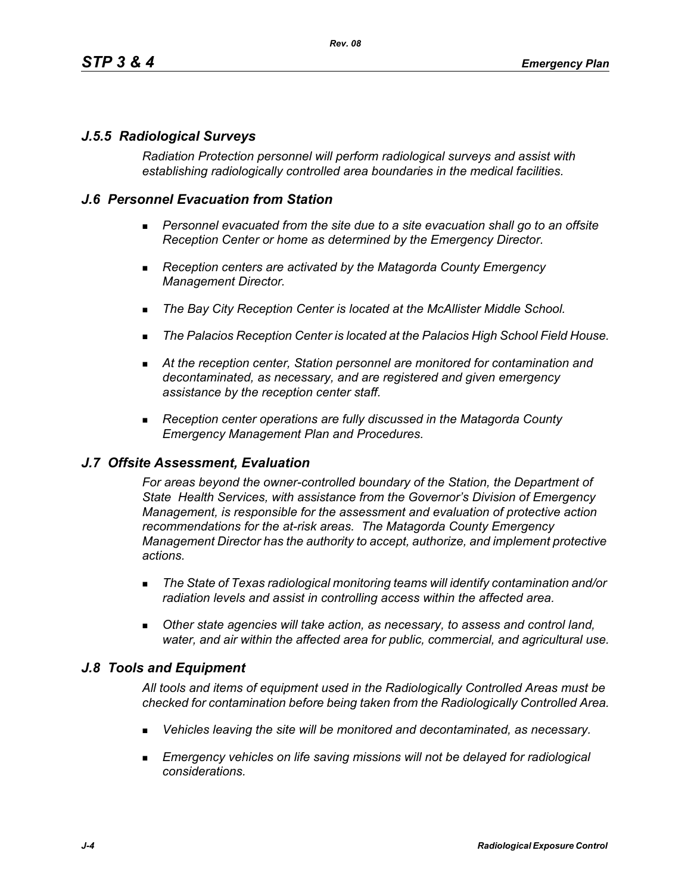### *J.5.5 Radiological Surveys*

*Radiation Protection personnel will perform radiological surveys and assist with establishing radiologically controlled area boundaries in the medical facilities.*

## *J.6 Personnel Evacuation from Station*

- *Personnel evacuated from the site due to a site evacuation shall go to an offsite Reception Center or home as determined by the Emergency Director.*
- *Reception centers are activated by the Matagorda County Emergency Management Director.*
- *The Bay City Reception Center is located at the McAllister Middle School.*
- *The Palacios Reception Center is located at the Palacios High School Field House.*
- *At the reception center, Station personnel are monitored for contamination and decontaminated, as necessary, and are registered and given emergency assistance by the reception center staff.*
- *Reception center operations are fully discussed in the Matagorda County Emergency Management Plan and Procedures.*

## *J.7 Offsite Assessment, Evaluation*

*For areas beyond the owner-controlled boundary of the Station, the Department of State Health Services, with assistance from the Governor's Division of Emergency Management, is responsible for the assessment and evaluation of protective action recommendations for the at-risk areas. The Matagorda County Emergency Management Director has the authority to accept, authorize, and implement protective actions.*

- *The State of Texas radiological monitoring teams will identify contamination and/or radiation levels and assist in controlling access within the affected area.*
- *Other state agencies will take action, as necessary, to assess and control land, water, and air within the affected area for public, commercial, and agricultural use.*

## *J.8 Tools and Equipment*

*All tools and items of equipment used in the Radiologically Controlled Areas must be checked for contamination before being taken from the Radiologically Controlled Area.*

- *Vehicles leaving the site will be monitored and decontaminated, as necessary.*
- *Emergency vehicles on life saving missions will not be delayed for radiological considerations.*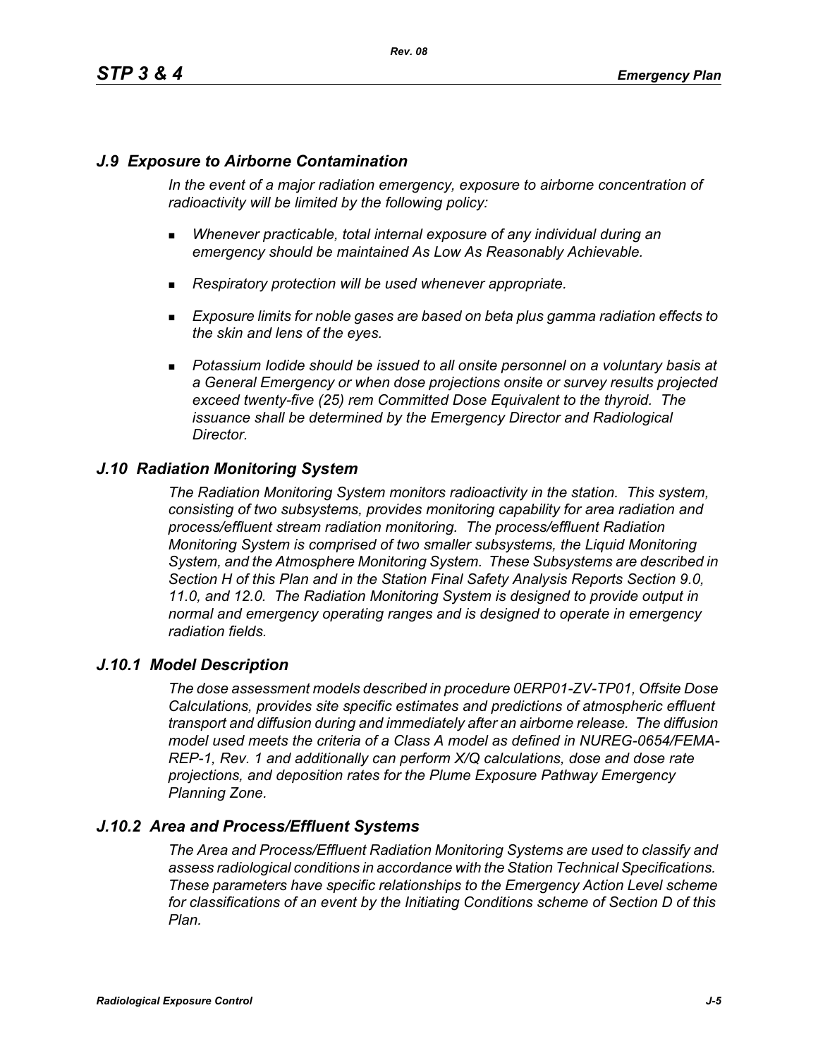## *J.9 Exposure to Airborne Contamination*

*In the event of a major radiation emergency, exposure to airborne concentration of radioactivity will be limited by the following policy:*

- *Whenever practicable, total internal exposure of any individual during an emergency should be maintained As Low As Reasonably Achievable.*
- *Respiratory protection will be used whenever appropriate.*
- *Exposure limits for noble gases are based on beta plus gamma radiation effects to the skin and lens of the eyes.*
- *Potassium Iodide should be issued to all onsite personnel on a voluntary basis at a General Emergency or when dose projections onsite or survey results projected exceed twenty-five (25) rem Committed Dose Equivalent to the thyroid. The issuance shall be determined by the Emergency Director and Radiological Director.*

## *J.10 Radiation Monitoring System*

*The Radiation Monitoring System monitors radioactivity in the station. This system, consisting of two subsystems, provides monitoring capability for area radiation and process/effluent stream radiation monitoring. The process/effluent Radiation Monitoring System is comprised of two smaller subsystems, the Liquid Monitoring System, and the Atmosphere Monitoring System. These Subsystems are described in Section H of this Plan and in the Station Final Safety Analysis Reports Section 9.0, 11.0, and 12.0. The Radiation Monitoring System is designed to provide output in normal and emergency operating ranges and is designed to operate in emergency radiation fields.*

### *J.10.1 Model Description*

*The dose assessment models described in procedure 0ERP01-ZV-TP01, Offsite Dose Calculations, provides site specific estimates and predictions of atmospheric effluent transport and diffusion during and immediately after an airborne release. The diffusion model used meets the criteria of a Class A model as defined in NUREG-0654/FEMA-REP-1, Rev. 1 and additionally can perform X/Q calculations, dose and dose rate projections, and deposition rates for the Plume Exposure Pathway Emergency Planning Zone.*

### *J.10.2 Area and Process/Effluent Systems*

*The Area and Process/Effluent Radiation Monitoring Systems are used to classify and assess radiological conditions in accordance with the Station Technical Specifications. These parameters have specific relationships to the Emergency Action Level scheme for classifications of an event by the Initiating Conditions scheme of Section D of this Plan.*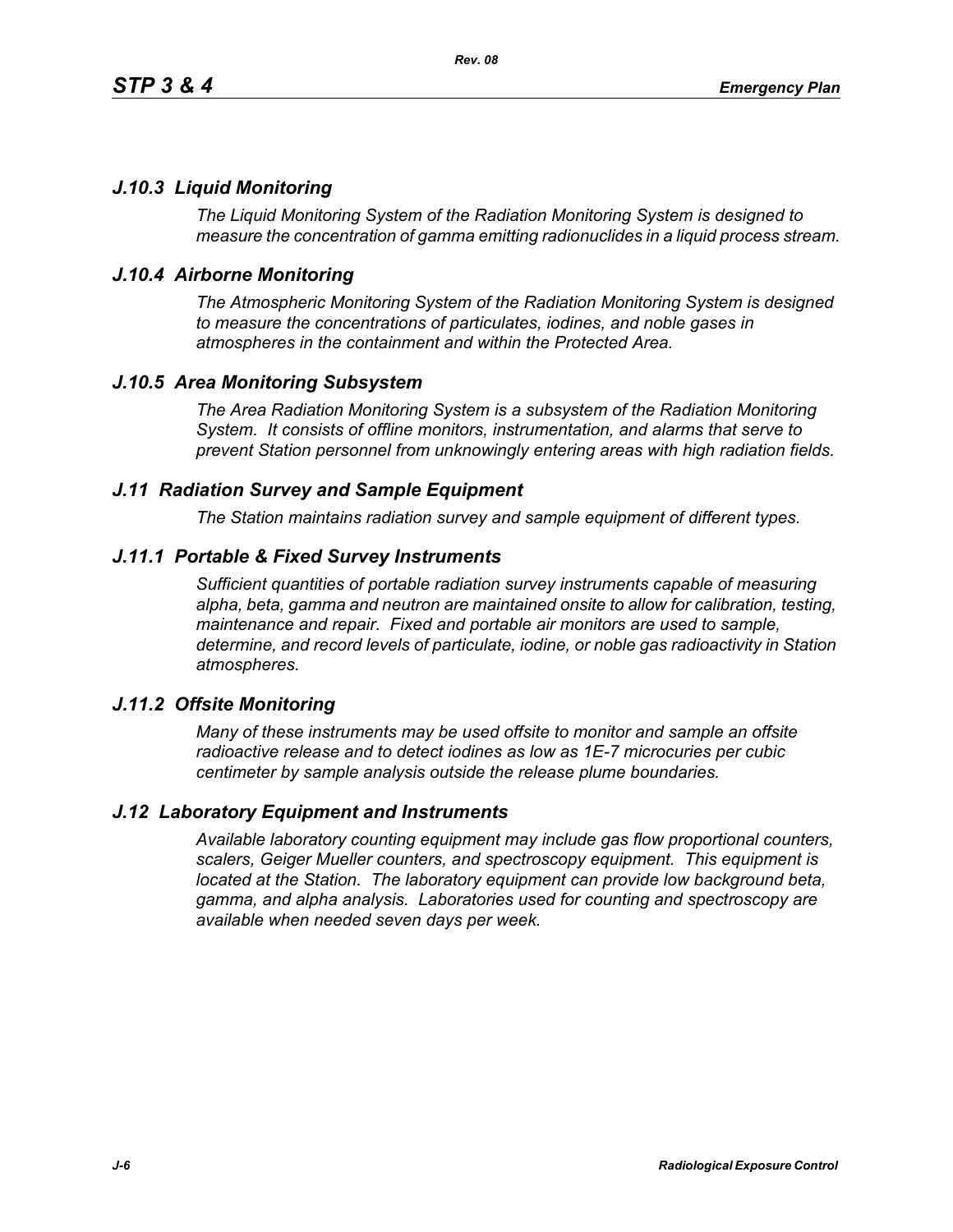### *J.10.3 Liquid Monitoring*

*The Liquid Monitoring System of the Radiation Monitoring System is designed to measure the concentration of gamma emitting radionuclides in a liquid process stream.*

### *J.10.4 Airborne Monitoring*

*The Atmospheric Monitoring System of the Radiation Monitoring System is designed to measure the concentrations of particulates, iodines, and noble gases in atmospheres in the containment and within the Protected Area.*

### *J.10.5 Area Monitoring Subsystem*

*The Area Radiation Monitoring System is a subsystem of the Radiation Monitoring System. It consists of offline monitors, instrumentation, and alarms that serve to prevent Station personnel from unknowingly entering areas with high radiation fields.*

## *J.11 Radiation Survey and Sample Equipment*

*The Station maintains radiation survey and sample equipment of different types.*

### *J.11.1 Portable & Fixed Survey Instruments*

*Sufficient quantities of portable radiation survey instruments capable of measuring alpha, beta, gamma and neutron are maintained onsite to allow for calibration, testing, maintenance and repair. Fixed and portable air monitors are used to sample, determine, and record levels of particulate, iodine, or noble gas radioactivity in Station atmospheres.*

### *J.11.2 Offsite Monitoring*

*Many of these instruments may be used offsite to monitor and sample an offsite radioactive release and to detect iodines as low as 1E-7 microcuries per cubic centimeter by sample analysis outside the release plume boundaries.*

## *J.12 Laboratory Equipment and Instruments*

*Available laboratory counting equipment may include gas flow proportional counters, scalers, Geiger Mueller counters, and spectroscopy equipment. This equipment is located at the Station. The laboratory equipment can provide low background beta, gamma, and alpha analysis. Laboratories used for counting and spectroscopy are available when needed seven days per week.*